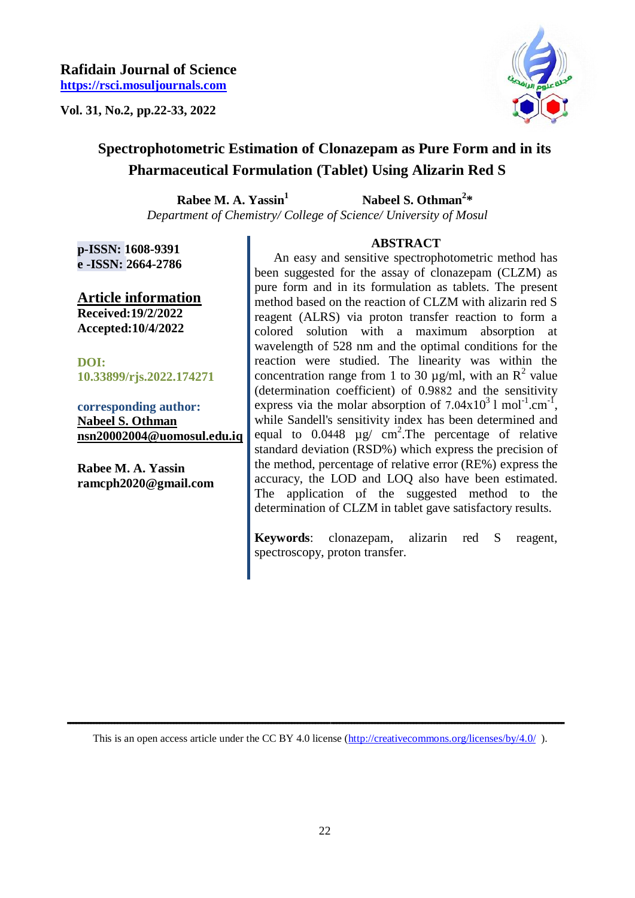**Rafidain Journal of Science**
**https://rsci.mosuljournals.com**

**Vol. 31, No.2, pp.22-33, 2022**

# Spectrophotometric Estimation of Clonazepam as Pure Form and in its Pharmaceutical Formulation (Tablet) Using Alizarin Red S

**Rabee M. A. Yassin**[1] **Nabeel S. Othman**[2]*

*Department of Chemistry/ College of Science/ University of Mosul*

**p-ISSN:** 1608-9391
**e -ISSN:** 2664-2786

**Article information**
**Received:**19/2/2022
**Accepted:**10/4/2022

**DOI:** 10.33899/rjs.2022.174271

**corresponding author:**
**Nabeel S. Othman**
**nsn20002004@uomosul.edu.iq**

**Rabee M. A. Yassin**
**ramcph2020@gmail.com**

## ABSTRACT

An easy and sensitive spectrophotometric method has been suggested for the assay of clonazepam (CLZM) as pure form and in its formulation as tablets. The present method based on the reaction of CLZM with alizarin red S reagent (ALRS) via proton transfer reaction to form a colored solution with a maximum absorption at wavelength of 528 nm and the optimal conditions for the reaction were studied. The linearity was within the concentration range from 1 to 30 µg/ml, with an $R^2$ value (determination coefficient) of 0.9882 and the sensitivity express via the molar absorption of $7.04 \times 10^3$ l $mol^{-1}.cm^{-1}$, while Sandell's sensitivity index has been determined and equal to 0.0448 µg/ $cm^2$.The percentage of relative standard deviation (RSD%) which express the precision of the method, percentage of relative error (RE%) express the accuracy, the LOD and LOQ also have been estimated. The application of the suggested method to the determination of CLZM in tablet gave satisfactory results.

**Keywords**: clonazepam, alizarin red S reagent, spectroscopy, proton transfer.

This is an open access article under the CC BY 4.0 license (http://creativecommons.org/licenses/by/4.0/ ).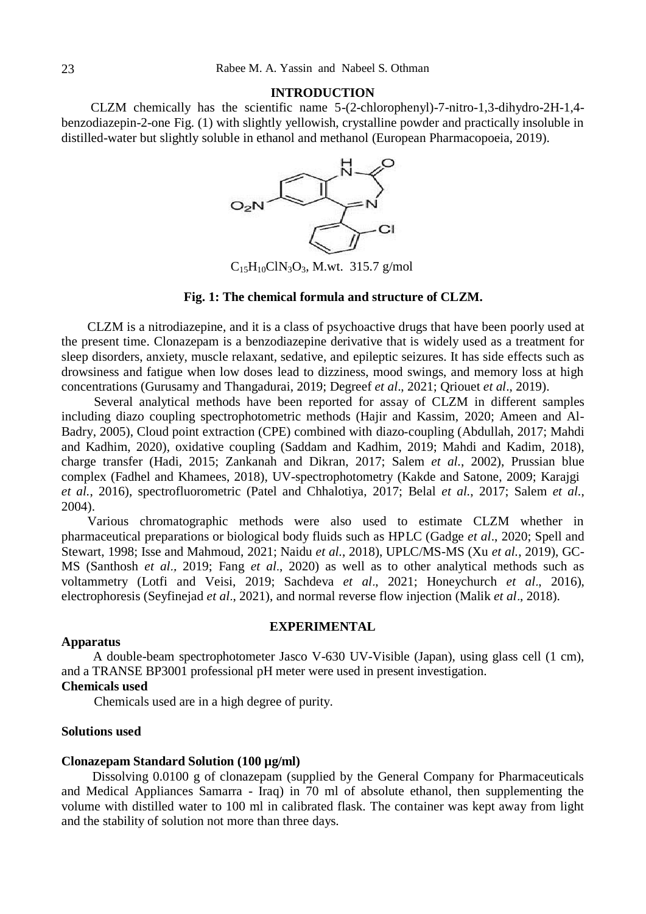## INTRODUCTION

CLZM chemically has the scientific name 5-(2-chlorophenyl)-7-nitro-1,3-dihydro-2H-1,4-benzodiazepin-2-one Fig. (1) with slightly yellowish, crystalline powder and practically insoluble in distilled-water but slightly soluble in ethanol and methanol (European Pharmacopoeia, 2019).

$C_{15}H_{10}ClN_3O_3$, M.wt. 315.7 g/mol

**Fig. 1: The chemical formula and structure of CLZM.**

CLZM is a nitrodiazepine, and it is a class of psychoactive drugs that have been poorly used at the present time. Clonazepam is a benzodiazepine derivative that is widely used as a treatment for sleep disorders, anxiety, muscle relaxant, sedative, and epileptic seizures. It has side effects such as drowsiness and fatigue when low doses lead to dizziness, mood swings, and memory loss at high concentrations (Gurusamy and Thangadurai, 2019; Degreef *et al*., 2021; Qriouet *et al*., 2019).

Several analytical methods have been reported for assay of CLZM in different samples including diazo coupling spectrophotometric methods (Hajir and Kassim, 2020; Ameen and Al-Badry, 2005), Cloud point extraction (CPE) combined with diazo-coupling (Abdullah, 2017; Mahdi and Kadhim, 2020), oxidative coupling (Saddam and Kadhim, 2019; Mahdi and Kadim, 2018), charge transfer (Hadi, 2015; Zankanah and Dikran, 2017; Salem *et al.*, 2002), Prussian blue complex (Fadhel and Khamees, 2018), UV-spectrophotometry (Kakde and Satone, 2009; Karajgi *et al.*, 2016), spectrofluorometric (Patel and Chhalotiya, 2017; Belal *et al.*, 2017; Salem *et al.*, 2004).

Various chromatographic methods were also used to estimate CLZM whether in pharmaceutical preparations or biological body fluids such as HPLC (Gadge *et al*., 2020; Spell and Stewart, 1998; Isse and Mahmoud, 2021; Naidu *et al.*, 2018), UPLC/MS-MS (Xu *et al.*, 2019), GC-MS (Santhosh *et al.,* 2019; Fang *et al*., 2020) as well as to other analytical methods such as voltammetry (Lotfi and Veisi, 2019; Sachdeva *et al*., 2021; Honeychurch *et al*., 2016), electrophoresis (Seyfinejad *et al*., 2021), and normal reverse flow injection (Malik *et al*., 2018).

## EXPERIMENTAL

### Apparatus

A double-beam spectrophotometer Jasco V-630 UV-Visible (Japan), using glass cell (1 cm), and a TRANSE BP3001 professional pH meter were used in present investigation.

### Chemicals used

Chemicals used are in a high degree of purity.

### Solutions used

#### Clonazepam Standard Solution (100 µg/ml)

Dissolving 0.0100 g of clonazepam (supplied by the General Company for Pharmaceuticals and Medical Appliances Samarra - Iraq) in 70 ml of absolute ethanol, then supplementing the volume with distilled water to 100 ml in calibrated flask. The container was kept away from light and the stability of solution not more than three days.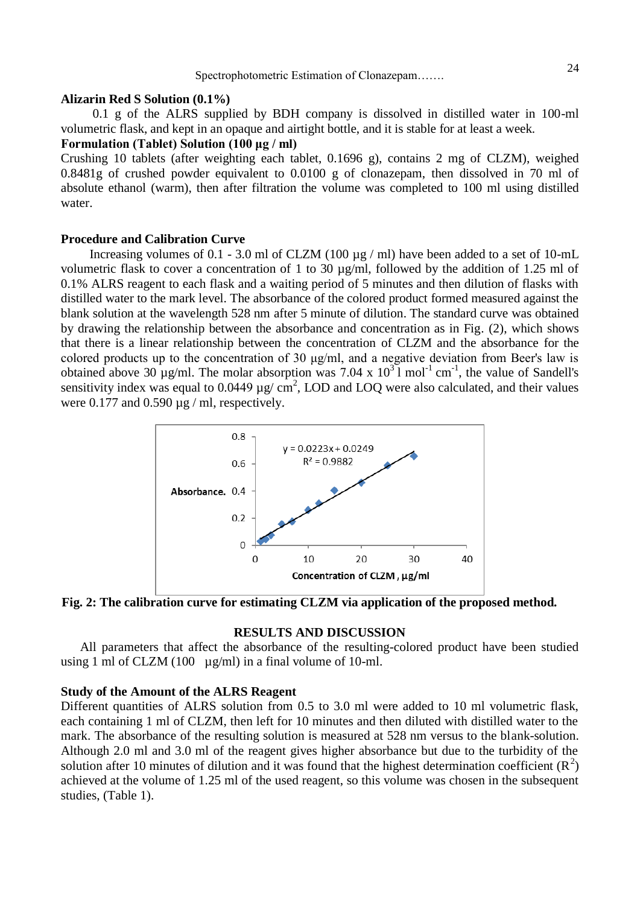### Alizarin Red S Solution (0.1%)

0.1 g of the ALRS supplied by BDH company is dissolved in distilled water in 100-ml volumetric flask, and kept in an opaque and airtight bottle, and it is stable for at least a week.

### Formulation (Tablet) Solution (100 µg / ml)

Crushing 10 tablets (after weighting each tablet, 0.1696 g), contains 2 mg of CLZM), weighed 0.8481g of crushed powder equivalent to 0.0100 g of clonazepam, then dissolved in 70 ml of absolute ethanol (warm), then after filtration the volume was completed to 100 ml using distilled water.

### Procedure and Calibration Curve

Increasing volumes of 0.1 - 3.0 ml of CLZM (100 µg / ml) have been added to a set of 10-mL volumetric flask to cover a concentration of 1 to 30 µg/ml, followed by the addition of 1.25 ml of 0.1% ALRS reagent to each flask and a waiting period of 5 minutes and then dilution of flasks with distilled water to the mark level. The absorbance of the colored product formed measured against the blank solution at the wavelength 528 nm after 5 minute of dilution. The standard curve was obtained by drawing the relationship between the absorbance and concentration as in Fig. (2), which shows that there is a linear relationship between the concentration of CLZM and the absorbance for the colored products up to the concentration of 30 µg/ml, and a negative deviation from Beer's law is obtained above 30 µg/ml. The molar absorption was $7.04 \times 10^{3}$ l $mol^{-1}$ $cm^{-1}$, the value of Sandell's sensitivity index was equal to 0.0449 µg/ $cm^2$, LOD and LOQ were also calculated, and their values were 0.177 and 0.590 µg / ml, respectively.

**Fig. 2: The calibration curve for estimating CLZM via application of the proposed method.**

## RESULTS AND DISCUSSION

All parameters that affect the absorbance of the resulting-colored product have been studied using 1 ml of CLZM (100 µg/ml) in a final volume of 10-ml.

### Study of the Amount of the ALRS Reagent

Different quantities of ALRS solution from 0.5 to 3.0 ml were added to 10 ml volumetric flask, each containing 1 ml of CLZM, then left for 10 minutes and then diluted with distilled water to the mark. The absorbance of the resulting solution is measured at 528 nm versus to the blank-solution. Although 2.0 ml and 3.0 ml of the reagent gives higher absorbance but due to the turbidity of the solution after 10 minutes of dilution and it was found that the highest determination coefficient ($R^2$) achieved at the volume of 1.25 ml of the used reagent, so this volume was chosen in the subsequent studies, (Table 1).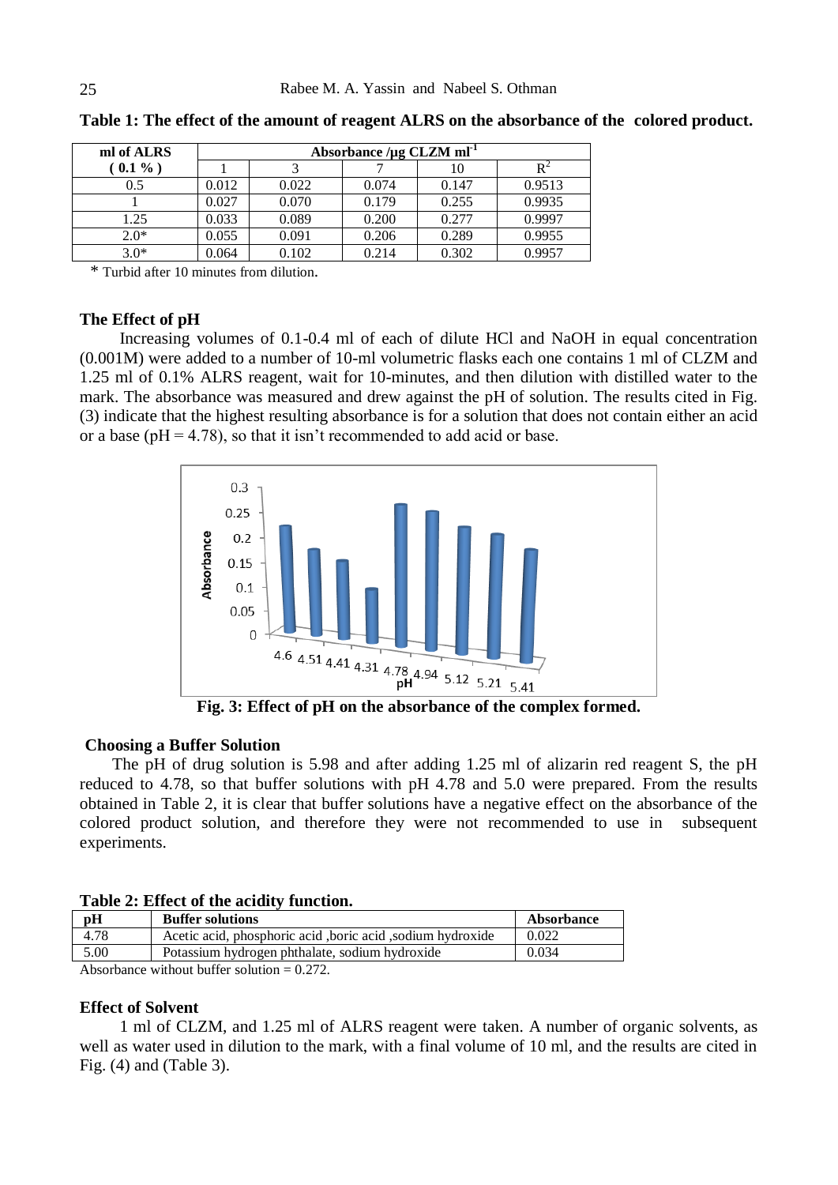**Table 1: The effect of the amount of reagent ALRS on the absorbance of the colored product.**

| ml of ALRS (0.1 %) | Absorbance /µg CLZM $ml^{-1}$ | | | | |
|---|---|---|---|---|---|
| | 1 | 3 | 7 | 10 | $R^2$ |
| 0.5 | 0.012 | 0.022 | 0.074 | 0.147 | 0.9513 |
| 1 | 0.027 | 0.070 | 0.179 | 0.255 | 0.9935 |
| 1.25 | 0.033 | 0.089 | 0.200 | 0.277 | 0.9997 |
| 2.0* | 0.055 | 0.091 | 0.206 | 0.289 | 0.9955 |
| 3.0* | 0.064 | 0.102 | 0.214 | 0.302 | 0.9957 |

\* Turbid after 10 minutes from dilution.

### The Effect of pH

Increasing volumes of 0.1-0.4 ml of each of dilute HCl and NaOH in equal concentration (0.001M) were added to a number of 10-ml volumetric flasks each one contains 1 ml of CLZM and 1.25 ml of 0.1% ALRS reagent, wait for 10-minutes, and then dilution with distilled water to the mark. The absorbance was measured and drew against the pH of solution. The results cited in Fig. (3) indicate that the highest resulting absorbance is for a solution that does not contain either an acid or a base (pH = 4.78), so that it isn't recommended to add acid or base.

**Fig. 3: Effect of pH on the absorbance of the complex formed.**

### Choosing a Buffer Solution

The pH of drug solution is 5.98 and after adding 1.25 ml of alizarin red reagent S, the pH reduced to 4.78, so that buffer solutions with pH 4.78 and 5.0 were prepared. From the results obtained in Table 2, it is clear that buffer solutions have a negative effect on the absorbance of the colored product solution, and therefore they were not recommended to use in subsequent experiments.

**Table 2: Effect of the acidity function.**

| pH | Buffer solutions | Absorbance |
|---|---|---|
| 4.78 | Acetic acid, phosphoric acid ,boric acid ,sodium hydroxide | 0.022 |
| 5.00 | Potassium hydrogen phthalate, sodium hydroxide | 0.034 |

Absorbance without buffer solution = 0.272.

### Effect of Solvent

1 ml of CLZM, and 1.25 ml of ALRS reagent were taken. A number of organic solvents, as well as water used in dilution to the mark, with a final volume of 10 ml, and the results are cited in Fig. (4) and (Table 3).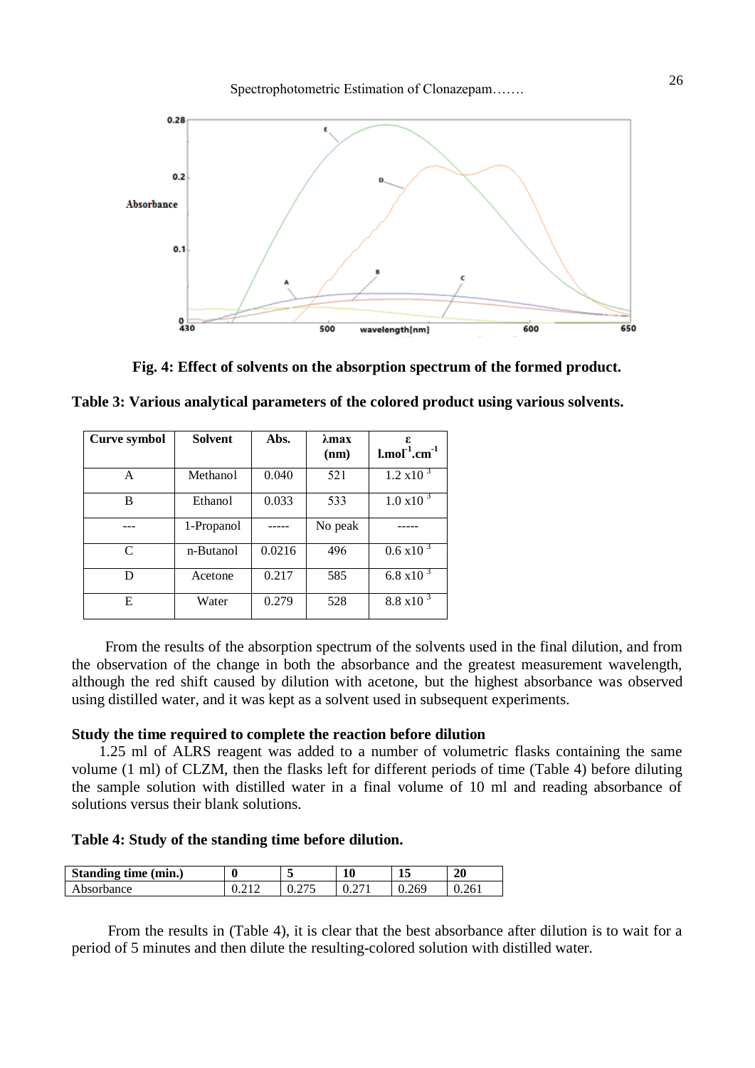Fig. 4: Effect of solvents on the absorption spectrum of the formed product.

**Table 3: Various analytical parameters of the colored product using various solvents.**

| Curve symbol | Solvent | Abs. | λmax (nm) | ε $l.mol^{-1}.cm^{-1}$ |
|---|---|---|---|---|
| A | Methanol | 0.040 | 521 | $1.2 \times 10^{3}$ |
| B | Ethanol | 0.033 | 533 | $1.0 \times 10^{3}$ |
| --- | 1-Propanol | ----- | No peak | ----- |
| C | n-Butanol | 0.0216 | 496 | $0.6 \times 10^{3}$ |
| D | Acetone | 0.217 | 585 | $6.8 \times 10^{3}$ |
| E | Water | 0.279 | 528 | $8.8 \times 10^{3}$ |

From the results of the absorption spectrum of the solvents used in the final dilution, and from the observation of the change in both the absorbance and the greatest measurement wavelength, although the red shift caused by dilution with acetone, but the highest absorbance was observed using distilled water, and it was kept as a solvent used in subsequent experiments.

### Study the time required to complete the reaction before dilution

1.25 ml of ALRS reagent was added to a number of volumetric flasks containing the same volume (1 ml) of CLZM, then the flasks left for different periods of time (Table 4) before diluting the sample solution with distilled water in a final volume of 10 ml and reading absorbance of solutions versus their blank solutions.

**Table 4: Study of the standing time before dilution.**

| Standing time (min.) | 0 | 5 | 10 | 15 | 20 |
|---|---|---|---|---|---|
| Absorbance | 0.212 | 0.275 | 0.271 | 0.269 | 0.261 |

From the results in (Table 4), it is clear that the best absorbance after dilution is to wait for a period of 5 minutes and then dilute the resulting-colored solution with distilled water.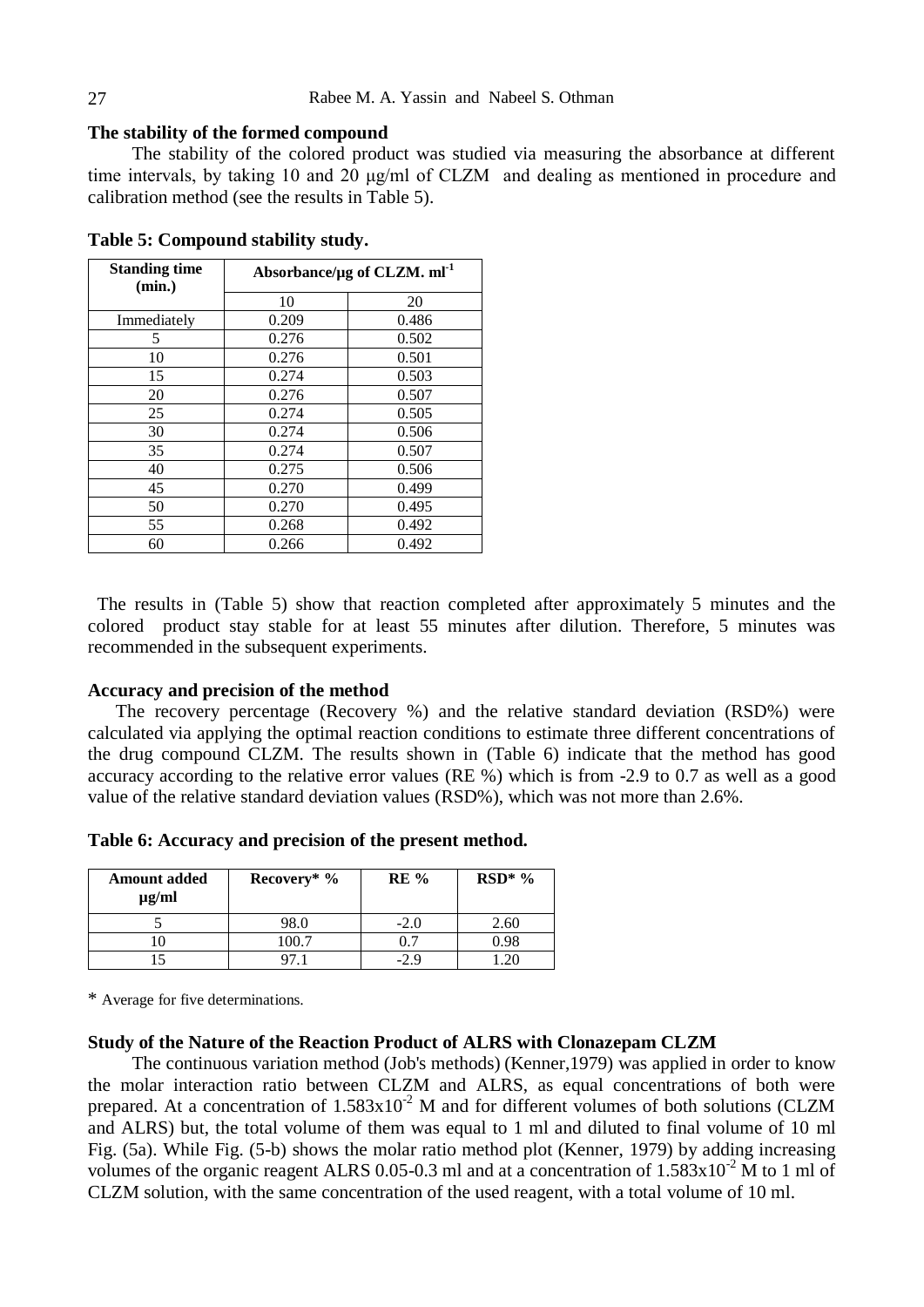### The stability of the formed compound

The stability of the colored product was studied via measuring the absorbance at different time intervals, by taking 10 and 20 μg/ml of CLZM and dealing as mentioned in procedure and calibration method (see the results in Table 5).

**Table 5: Compound stability study.**

| Standing time (min.) | Absorbance/μg of CLZM. $ml^{-1}$ | |
|---|---|---|
| | 10 | 20 |
| Immediately | 0.209 | 0.486 |
| 5 | 0.276 | 0.502 |
| 10 | 0.276 | 0.501 |
| 15 | 0.274 | 0.503 |
| 20 | 0.276 | 0.507 |
| 25 | 0.274 | 0.505 |
| 30 | 0.274 | 0.506 |
| 35 | 0.274 | 0.507 |
| 40 | 0.275 | 0.506 |
| 45 | 0.270 | 0.499 |
| 50 | 0.270 | 0.495 |
| 55 | 0.268 | 0.492 |
| 60 | 0.266 | 0.492 |

The results in (Table 5) show that reaction completed after approximately 5 minutes and the colored product stay stable for at least 55 minutes after dilution. Therefore, 5 minutes was recommended in the subsequent experiments.

### Accuracy and precision of the method

The recovery percentage (Recovery %) and the relative standard deviation (RSD%) were calculated via applying the optimal reaction conditions to estimate three different concentrations of the drug compound CLZM. The results shown in (Table 6) indicate that the method has good accuracy according to the relative error values (RE %) which is from -2.9 to 0.7 as well as a good value of the relative standard deviation values (RSD%), which was not more than 2.6%.

**Table 6: Accuracy and precision of the present method.**

| Amount added μg/ml | Recovery* % | RE % | RSD* % |
|---|---|---|---|
| 5 | 98.0 | -2.0 | 2.60 |
| 10 | 100.7 | 0.7 | 0.98 |
| 15 | 97.1 | -2.9 | 1.20 |

\* Average for five determinations.

### Study of the Nature of the Reaction Product of ALRS with Clonazepam CLZM

The continuous variation method (Job's methods) (Kenner,1979) was applied in order to know the molar interaction ratio between CLZM and ALRS, as equal concentrations of both were prepared. At a concentration of $1.583x10^{-2}$ M and for different volumes of both solutions (CLZM and ALRS) but, the total volume of them was equal to 1 ml and diluted to final volume of 10 ml Fig. (5a). While Fig. (5-b) shows the molar ratio method plot (Kenner, 1979) by adding increasing volumes of the organic reagent ALRS 0.05-0.3 ml and at a concentration of $1.583x10^{-2}$ M to 1 ml of CLZM solution, with the same concentration of the used reagent, with a total volume of 10 ml.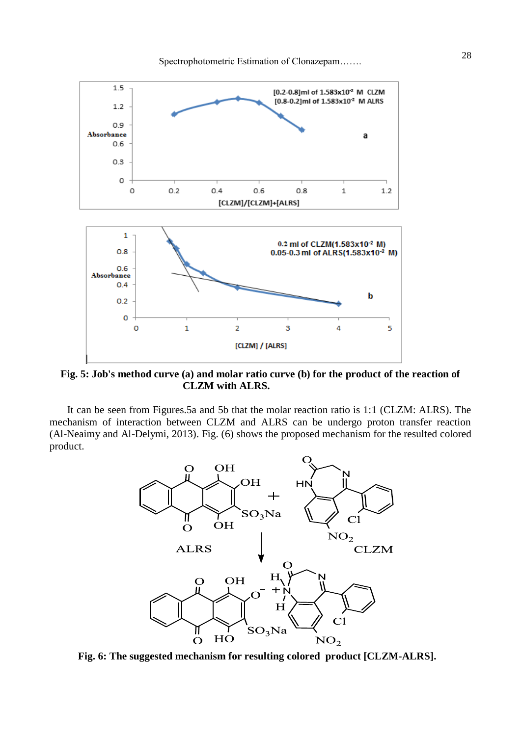**Fig. 5: Job's method curve (a) and molar ratio curve (b) for the product of the reaction of CLZM with ALRS.**

It can be seen from Figures.5a and 5b that the molar reaction ratio is 1:1 (CLZM: ALRS). The mechanism of interaction between CLZM and ALRS can be undergo proton transfer reaction (Al-Neaimy and Al-Delymi, 2013). Fig. (6) shows the proposed mechanism for the resulted colored product.

**Fig. 6: The suggested mechanism for resulting colored product [CLZM-ALRS].**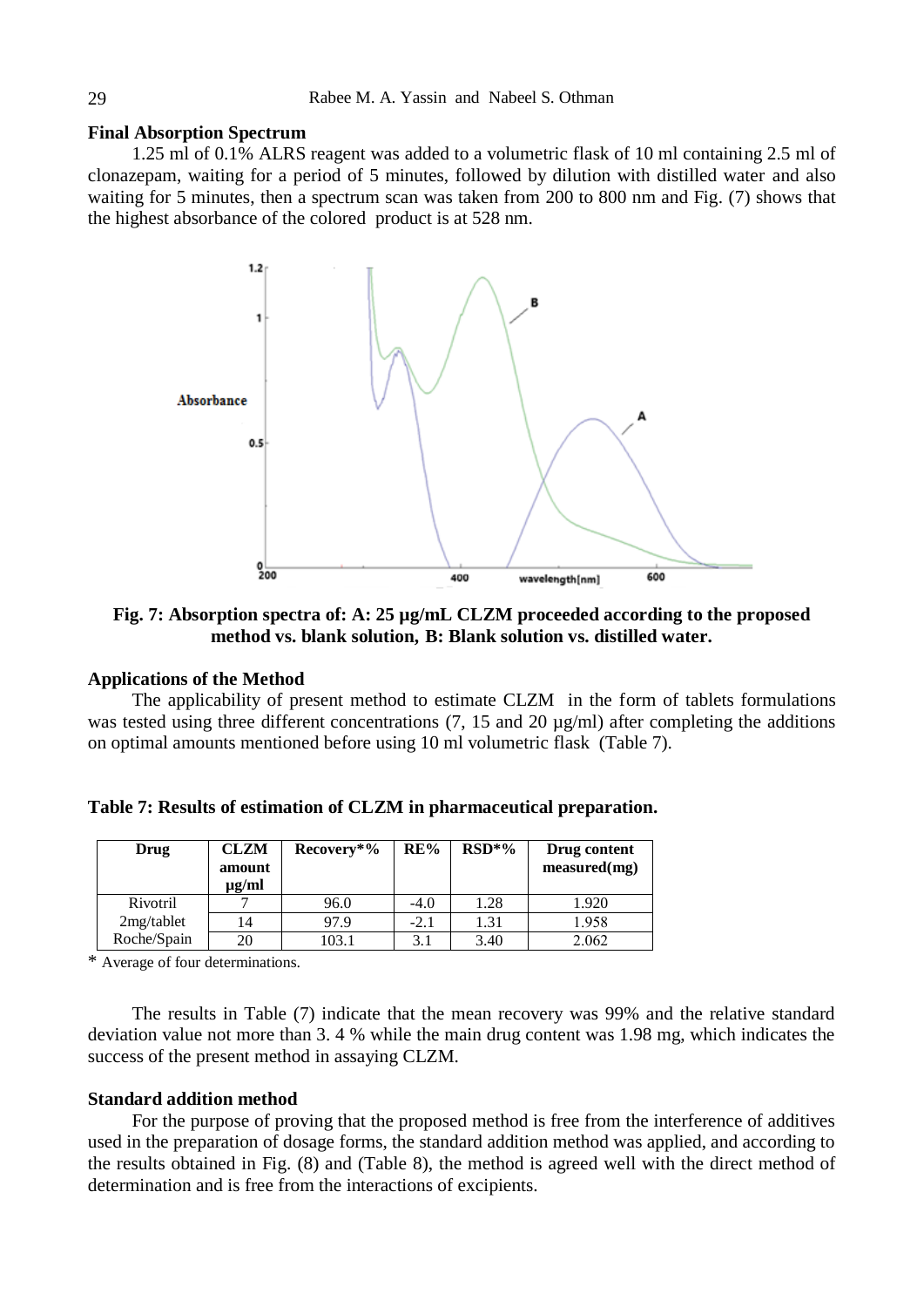### Final Absorption Spectrum

1.25 ml of 0.1% ALRS reagent was added to a volumetric flask of 10 ml containing 2.5 ml of clonazepam, waiting for a period of 5 minutes, followed by dilution with distilled water and also waiting for 5 minutes, then a spectrum scan was taken from 200 to 800 nm and Fig. (7) shows that the highest absorbance of the colored product is at 528 nm.

**Fig. 7: Absorption spectra of: A: 25 µg/mL CLZM proceeded according to the proposed method vs. blank solution, B: Blank solution vs. distilled water.**

### Applications of the Method

The applicability of present method to estimate CLZM in the form of tablets formulations was tested using three different concentrations (7, 15 and 20 µg/ml) after completing the additions on optimal amounts mentioned before using 10 ml volumetric flask (Table 7).

**Table 7: Results of estimation of CLZM in pharmaceutical preparation.**

| Drug | CLZM amount µg/ml | Recovery*% | RE% | RSD*% | Drug content measured(mg) |
|---|---|---|---|---|---|
| Rivotril | 7 | 96.0 | -4.0 | 1.28 | 1.920 |
| 2mg/tablet | 14 | 97.9 | -2.1 | 1.31 | 1.958 |
| Roche/Spain | 20 | 103.1 | 3.1 | 3.40 | 2.062 |

\* Average of four determinations.

The results in Table (7) indicate that the mean recovery was 99% and the relative standard deviation value not more than 3. 4 % while the main drug content was 1.98 mg, which indicates the success of the present method in assaying CLZM.

### Standard addition method

For the purpose of proving that the proposed method is free from the interference of additives used in the preparation of dosage forms, the standard addition method was applied, and according to the results obtained in Fig. (8) and (Table 8), the method is agreed well with the direct method of determination and is free from the interactions of excipients.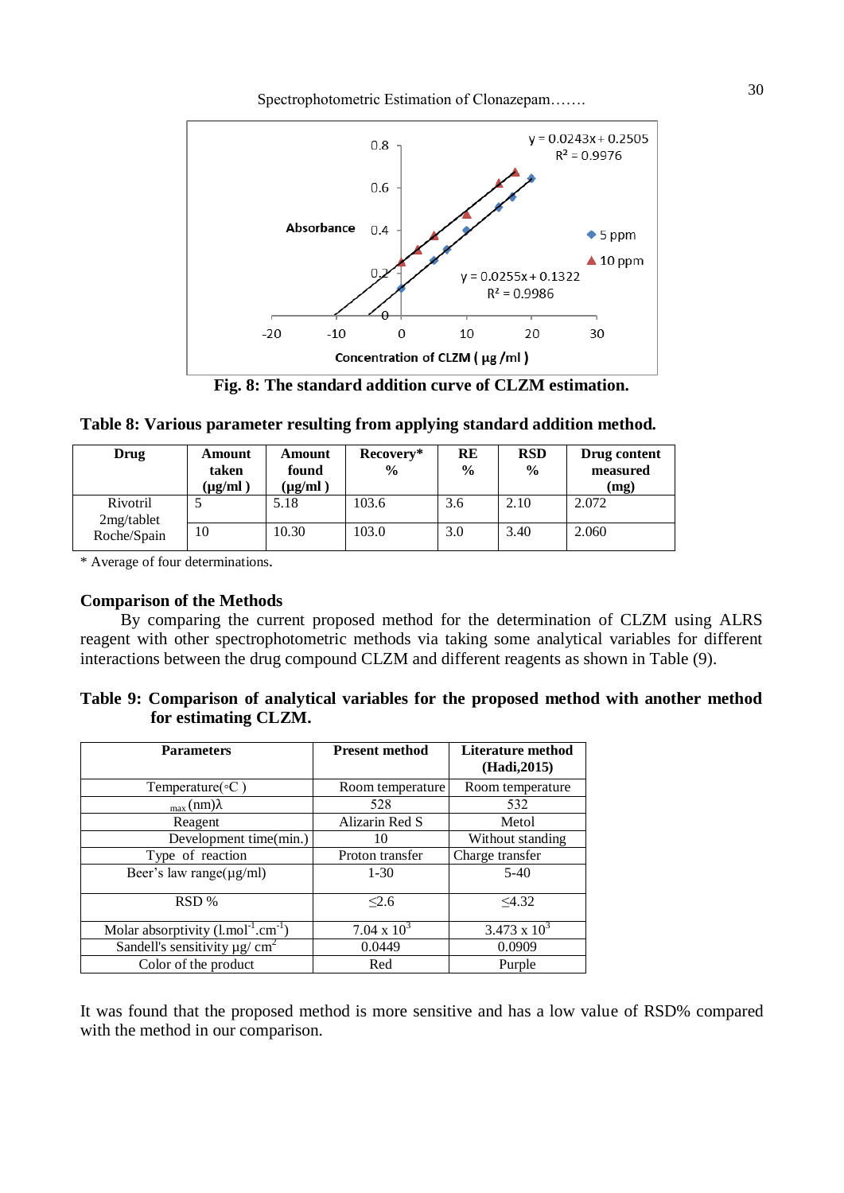Fig. 8: The standard addition curve of CLZM estimation.

**Table 8: Various parameter resulting from applying standard addition method.**

| Drug | Amount taken (μg/ml ) | Amount found (μg/ml ) | Recovery* % | RE % | RSD % | Drug content measured (mg) |
|---|---|---|---|---|---|---|
| Rivotril 2mg/tablet Roche/Spain | 5 | 5.18 | 103.6 | 3.6 | 2.10 | 2.072 |
| | 10 | 10.30 | 103.0 | 3.0 | 3.40 | 2.060 |

\* Average of four determinations.

### Comparison of the Methods

By comparing the current proposed method for the determination of CLZM using ALRS reagent with other spectrophotometric methods via taking some analytical variables for different interactions between the drug compound CLZM and different reagents as shown in Table (9).

**Table 9: Comparison of analytical variables for the proposed method with another method for estimating CLZM.**

| Parameters | Present method | Literature method (Hadi,2015) |
|---|---|---|
| Temperature(◦C ) | Room temperature | Room temperature |
| $\lambda_{max}$ (nm) | 528 | 532 |
| Reagent | Alizarin Red S | Metol |
| Development time(min.) | 10 | Without standing |
| Type of reaction | Proton transfer | Charge transfer |
| Beer's law range(μg/ml) | 1-30 | 5-40 |
| RSD % | $\leq 2.6$ | $\leq 4.32$ |
| Molar absorptivity ($l.mol^{-1}.cm^{-1}$) | $7.04 \times 10^3$ | $3.473 \times 10^3$ |
| Sandell's sensitivity μg/ $cm^2$ | 0.0449 | 0.0909 |
| Color of the product | Red | Purple |

It was found that the proposed method is more sensitive and has a low value of RSD% compared with the method in our comparison.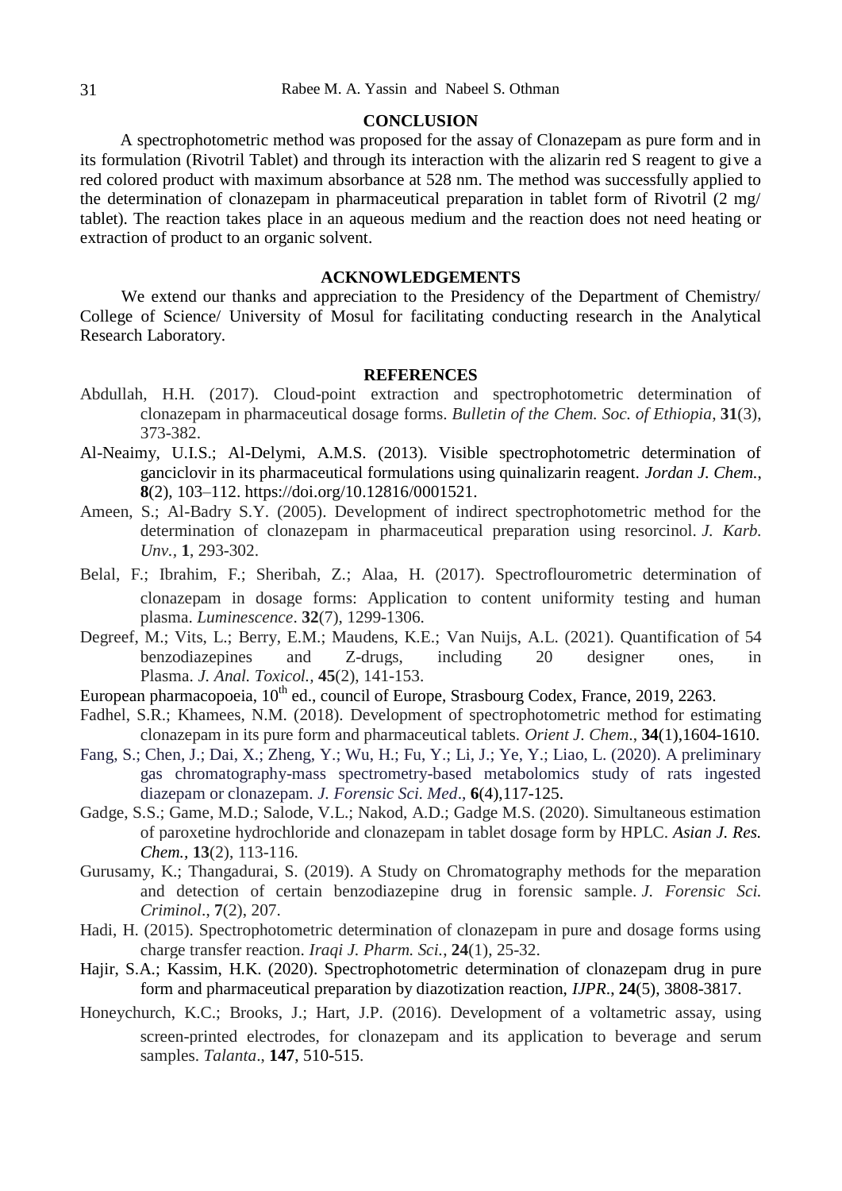## CONCLUSION

A spectrophotometric method was proposed for the assay of Clonazepam as pure form and in its formulation (Rivotril Tablet) and through its interaction with the alizarin red S reagent to give a red colored product with maximum absorbance at 528 nm. The method was successfully applied to the determination of clonazepam in pharmaceutical preparation in tablet form of Rivotril (2 mg/ tablet). The reaction takes place in an aqueous medium and the reaction does not need heating or extraction of product to an organic solvent.

## ACKNOWLEDGEMENTS

We extend our thanks and appreciation to the Presidency of the Department of Chemistry/ College of Science/ University of Mosul for facilitating conducting research in the Analytical Research Laboratory.

## REFERENCES

Abdullah, H.H. (2017). Cloud-point extraction and spectrophotometric determination of clonazepam in pharmaceutical dosage forms. *Bulletin of the Chem. Soc. of Ethiopia*, **31**(3), 373-382.

Al-Neaimy, U.I.S.; Al-Delymi, A.M.S. (2013). Visible spectrophotometric determination of ganciclovir in its pharmaceutical formulations using quinalizarin reagent. *Jordan J. Chem.*, **8**(2), 103–112. https://doi.org/10.12816/0001521.

Ameen, S.; Al-Badry S.Y. (2005). Development of indirect spectrophotometric method for the determination of clonazepam in pharmaceutical preparation using resorcinol. *J. Karb. Unv.*, **1**, 293-302.

Belal, F.; Ibrahim, F.; Sheribah, Z.; Alaa, H. (2017). Spectroflourometric determination of clonazepam in dosage forms: Application to content uniformity testing and human plasma. *Luminescence*. **32**(7), 1299-1306.

Degreef, M.; Vits, L.; Berry, E.M.; Maudens, K.E.; Van Nuijs, A.L. (2021). Quantification of 54 benzodiazepines and Z-drugs, including 20 designer ones, in Plasma. *J. Anal. Toxicol.*, **45**(2), 141-153.

European pharmacopoeia, 10th ed., council of Europe, Strasbourg Codex, France, 2019, 2263.

Fadhel, S.R.; Khamees, N.M. (2018). Development of spectrophotometric method for estimating clonazepam in its pure form and pharmaceutical tablets. *Orient J. Chem*., **34**(1),1604-1610.

Fang, S.; Chen, J.; Dai, X.; Zheng, Y.; Wu, H.; Fu, Y.; Li, J.; Ye, Y.; Liao, L. (2020). A preliminary gas chromatography-mass spectrometry-based metabolomics study of rats ingested diazepam or clonazepam. *J. Forensic Sci. Med*., **6**(4),117-125.

Gadge, S.S.; Game, M.D.; Salode, V.L.; Nakod, A.D.; Gadge M.S. (2020). Simultaneous estimation of paroxetine hydrochloride and clonazepam in tablet dosage form by HPLC. *Asian J. Res. Chem.*, **13**(2), 113-116.

Gurusamy, K.; Thangadurai, S. (2019). A Study on Chromatography methods for the meparation and detection of certain benzodiazepine drug in forensic sample. *J. Forensic Sci. Criminol*., **7**(2), 207.

Hadi, H. (2015). Spectrophotometric determination of clonazepam in pure and dosage forms using charge transfer reaction. *Iraqi J. Pharm. Sci.*, **24**(1), 25-32.

Hajir, S.A.; Kassim, H.K. (2020). Spectrophotometric determination of clonazepam drug in pure form and pharmaceutical preparation by diazotization reaction, *IJPR*., **24**(5), 3808-3817.

Honeychurch, K.C.; Brooks, J.; Hart, J.P. (2016). Development of a voltametric assay, using screen-printed electrodes, for clonazepam and its application to beverage and serum samples. *Talanta*., **147**, 510-515.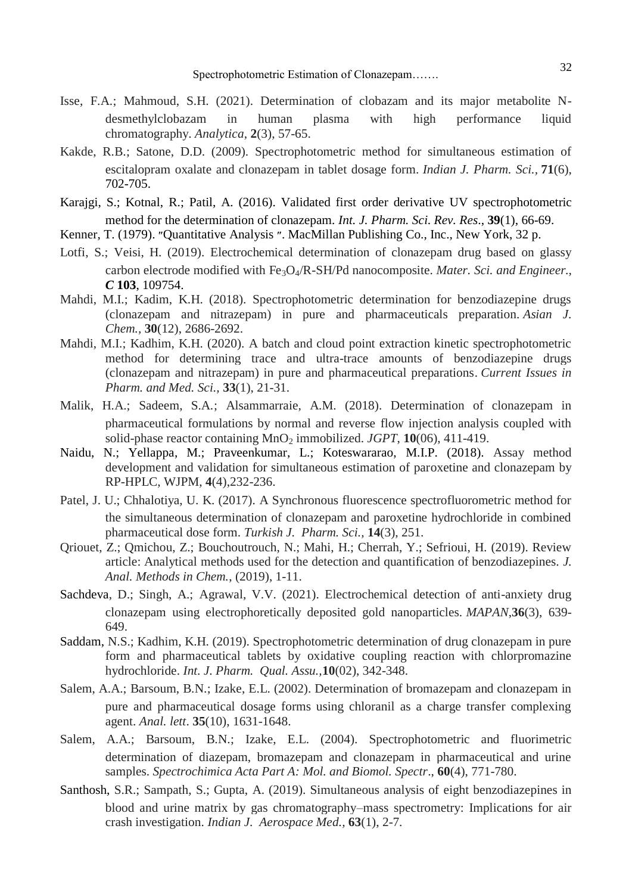Isse, F.A.; Mahmoud, S.H. (2021). Determination of clobazam and its major metabolite N-desmethylclobazam in human plasma with high performance liquid chromatography. *Analytica*, **2**(3), 57-65.

Kakde, R.B.; Satone, D.D. (2009). Spectrophotometric method for simultaneous estimation of escitalopram oxalate and clonazepam in tablet dosage form. *Indian J. Pharm. Sci.*, **71**(6), 702-705.

Karajgi, S.; Kotnal, R.; Patil, A. (2016). Validated first order derivative UV spectrophotometric method for the determination of clonazepam. *Int. J. Pharm. Sci. Rev. Res*., **39**(1), 66-69.

Kenner, T. (1979). "Quantitative Analysis". MacMillan Publishing Co., Inc., New York, 32 p.

Lotfi, S.; Veisi, H. (2019). Electrochemical determination of clonazepam drug based on glassy carbon electrode modified with $Fe_3O_4$/R-SH/Pd nanocomposite. *Mater. Sci. and Engineer., **C*** **103**, 109754.

Mahdi, M.I.; Kadim, K.H. (2018). Spectrophotometric determination for benzodiazepine drugs (clonazepam and nitrazepam) in pure and pharmaceuticals preparation. *Asian J. Chem.*, **30**(12), 2686-2692.

Mahdi, M.I.; Kadhim, K.H. (2020). A batch and cloud point extraction kinetic spectrophotometric method for determining trace and ultra-trace amounts of benzodiazepine drugs (clonazepam and nitrazepam) in pure and pharmaceutical preparations. *Current Issues in Pharm. and Med. Sci.*, **33**(1), 21-31.

Malik, H.A.; Sadeem, S.A.; Alsammarraie, A.M. (2018). Determination of clonazepam in pharmaceutical formulations by normal and reverse flow injection analysis coupled with solid-phase reactor containing $MnO_2$ immobilized. *JGPT*, **10**(06), 411-419.

Naidu, N.; Yellappa, M.; Praveenkumar, L.; Koteswararao, M.I.P. (2018). Assay method development and validation for simultaneous estimation of paroxetine and clonazepam by RP-HPLC, WJPM, **4**(4),232-236.

Patel, J. U.; Chhalotiya, U. K. (2017). A Synchronous fluorescence spectrofluorometric method for the simultaneous determination of clonazepam and paroxetine hydrochloride in combined pharmaceutical dose form. *Turkish J. Pharm. Sci.*, **14**(3), 251.

Qriouet, Z.; Qmichou, Z.; Bouchoutrouch, N.; Mahi, H.; Cherrah, Y.; Sefrioui, H. (2019). Review article: Analytical methods used for the detection and quantification of benzodiazepines. *J. Anal. Methods in Chem.*, (2019), 1-11.

Sachdeva, D.; Singh, A.; Agrawal, V.V. (2021). Electrochemical detection of anti-anxiety drug clonazepam using electrophoretically deposited gold nanoparticles. *MAPAN*,**36**(3), 639-649.

Saddam, N.S.; Kadhim, K.H. (2019). Spectrophotometric determination of drug clonazepam in pure form and pharmaceutical tablets by oxidative coupling reaction with chlorpromazine hydrochloride. *Int. J. Pharm. Qual. Assu.,***10**(02), 342-348.

Salem, A.A.; Barsoum, B.N.; Izake, E.L. (2002). Determination of bromazepam and clonazepam in pure and pharmaceutical dosage forms using chloranil as a charge transfer complexing agent. *Anal. lett*. **35**(10), 1631-1648.

Salem, A.A.; Barsoum, B.N.; Izake, E.L. (2004). Spectrophotometric and fluorimetric determination of diazepam, bromazepam and clonazepam in pharmaceutical and urine samples. *Spectrochimica Acta Part A: Mol. and Biomol. Spectr*., **60**(4), 771-780.

Santhosh, S.R.; Sampath, S.; Gupta, A. (2019). Simultaneous analysis of eight benzodiazepines in blood and urine matrix by gas chromatography–mass spectrometry: Implications for air crash investigation. *Indian J. Aerospace Med.*, **63**(1), 2-7.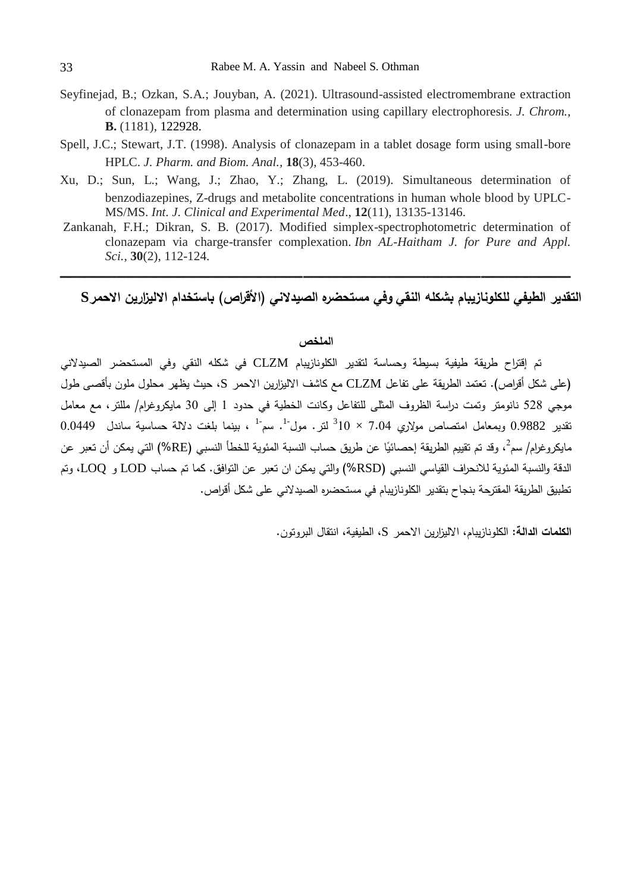Seyfinejad, B.; Ozkan, S.A.; Jouyban, A. (2021). Ultrasound-assisted electromembrane extraction of clonazepam from plasma and determination using capillary electrophoresis. *J. Chrom.*, **B.** (1181), 122928.

Spell, J.C.; Stewart, J.T. (1998). Analysis of clonazepam in a tablet dosage form using small-bore HPLC. *J. Pharm. and Biom. Anal.*, **18**(3), 453-460.

Xu, D.; Sun, L.; Wang, J.; Zhao, Y.; Zhang, L. (2019). Simultaneous determination of benzodiazepines, Z-drugs and metabolite concentrations in human whole blood by UPLC-MS/MS. *Int. J. Clinical and Experimental Med*., **12**(11), 13135-13146.

Zankanah, F.H.; Dikran, S. B. (2017). Modified simplex-spectrophotometric determination of clonazepam via charge-transfer complexation. *Ibn AL-Haitham J. for Pure and Appl. Sci.*, **30**(2), 112-124.

---

## التقدير الطيفي للكلونازيبام بشكله النقي وفي مستحضره الصيدلاني (الأقراص) باستخدام الاليزارين الاحمر S

### الملخص

تم إقتراح طريقة طيفية بسيطة وحساسة لتقدير الكلونازيبام CLZM في شكله النقي وفي المستحضر الصيدلاني (على شكل أقراص). تعتمد الطريقة على تفاعل CLZM مع كاشف الاليزارين الاحمر S، حيث يظهر محلول ملون بأقصى طول موجي 528 نانومتر وتمت دراسة الظروف المثلى للتفاعل وكانت الخطية في حدود 1 إلى 30 مايكروغرام/ مللتر، مع معامل تقدير 0.9882 وبمعامل امتصاص مولاري $7.04 \times 10^{3}$ لتر. مول$^{-1}$. سم$^{-1}$ ، بينما بلغت دلالة حساسية ساندل 0.0449 مايكروغرام/ سم$^{2}$، وقد تم تقييم الطريقة إحصائيًا عن طريق حساب النسبة المئوية للخطأ النسبي (RE%) التي يمكن أن تعبر عن الدقة والنسبة المئوية للانحراف القياسي النسبي (RSD%) والتي يمكن ان تعبر عن التوافق. كما تم حساب LOD و LOQ، وتم تطبيق الطريقة المقترحة بنجاح بتقدير الكلونازيبام في مستحضره الصيدلاني على شكل أقراص.

**الكلمات الدالة:** الكلونازيبام، الاليزارين الاحمر S، الطيفية، انتقال البروتون.